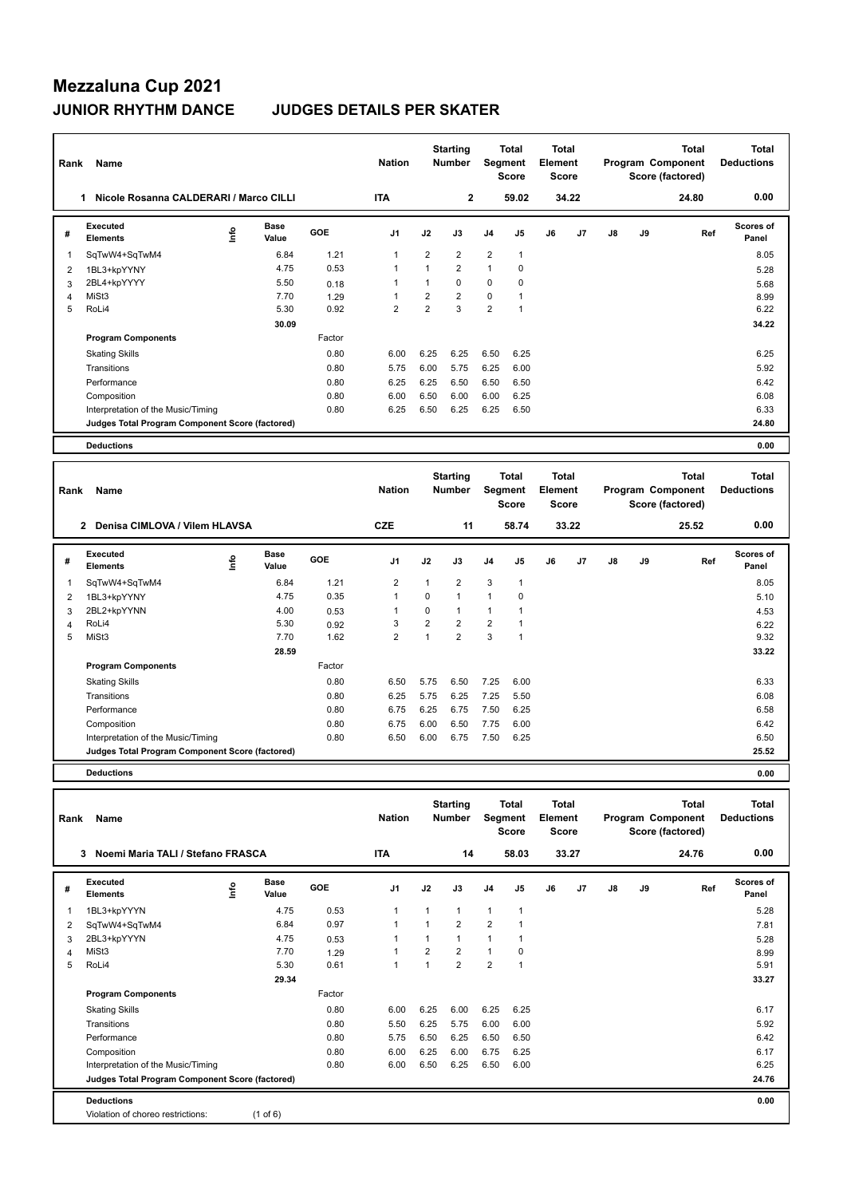# Mezzaluna Cup 2021

## JUNIOR RHYTHM DANCE JUDGES DETAILS PER SKATER

| Rank | Name | Nation | Starting Number | Total Segment Score | Total Element Score | Total Program Component Score (factored) | Total Deductions |
|---|---|---|---|---|---|---|---|
| 1 | Nicole Rosanna CALDERARI / Marco CILLI | ITA | 2 | 59.02 | 34.22 | 24.80 | 0.00 |

| # | Executed Elements | Info | Base Value | GOE | J1 | J2 | J3 | J4 | J5 | J6 | J7 | J8 | J9 | Ref | Scores of Panel |
|---|---|---|---|---|---|---|---|---|---|---|---|---|---|---|---|
| 1 | SqTwW4+SqTwM4 | | 6.84 | 1.21 | 1 | 2 | 2 | 2 | 1 | | | | | | 8.05 |
| 2 | 1BL3+kpYYNY | | 4.75 | 0.53 | 1 | 1 | 2 | 1 | 0 | | | | | | 5.28 |
| 3 | 2BL4+kpYYYY | | 5.50 | 0.18 | 1 | 1 | 0 | 0 | 0 | | | | | | 5.68 |
| 4 | MiSt3 | | 7.70 | 1.29 | 1 | 2 | 2 | 0 | 1 | | | | | | 8.99 |
| 5 | RoLi4 | | 5.30 | 0.92 | 2 | 2 | 3 | 2 | 1 | | | | | | 6.22 |
| | | | 30.09 | | | | | | | | | | | | 34.22 |
| | **Program Components** | | | Factor | | | | | | | | | | | |
| | Skating Skills | | | 0.80 | 6.00 | 6.25 | 6.25 | 6.50 | 6.25 | | | | | | 6.25 |
| | Transitions | | | 0.80 | 5.75 | 6.00 | 5.75 | 6.25 | 6.00 | | | | | | 5.92 |
| | Performance | | | 0.80 | 6.25 | 6.25 | 6.50 | 6.50 | 6.50 | | | | | | 6.42 |
| | Composition | | | 0.80 | 6.00 | 6.50 | 6.00 | 6.00 | 6.25 | | | | | | 6.08 |
| | Interpretation of the Music/Timing | | | 0.80 | 6.25 | 6.50 | 6.25 | 6.25 | 6.50 | | | | | | 6.33 |
| | **Judges Total Program Component Score (factored)** | | | | | | | | | | | | | | 24.80 |
| | **Deductions** | | | | | | | | | | | | | | 0.00 |

| Rank | Name | Nation | Starting Number | Total Segment Score | Total Element Score | Total Program Component Score (factored) | Total Deductions |
|---|---|---|---|---|---|---|---|
| 2 | Denisa CIMLOVA / Vilem HLAVSA | CZE | 11 | 58.74 | 33.22 | 25.52 | 0.00 |

| # | Executed Elements | Info | Base Value | GOE | J1 | J2 | J3 | J4 | J5 | J6 | J7 | J8 | J9 | Ref | Scores of Panel |
|---|---|---|---|---|---|---|---|---|---|---|---|---|---|---|---|
| 1 | SqTwW4+SqTwM4 | | 6.84 | 1.21 | 2 | 1 | 2 | 3 | 1 | | | | | | 8.05 |
| 2 | 1BL3+kpYYNY | | 4.75 | 0.35 | 1 | 0 | 1 | 1 | 0 | | | | | | 5.10 |
| 3 | 2BL2+kpYYNN | | 4.00 | 0.53 | 1 | 0 | 1 | 1 | 1 | | | | | | 4.53 |
| 4 | RoLi4 | | 5.30 | 0.92 | 3 | 2 | 2 | 2 | 1 | | | | | | 6.22 |
| 5 | MiSt3 | | 7.70 | 1.62 | 2 | 1 | 2 | 3 | 1 | | | | | | 9.32 |
| | | | 28.59 | | | | | | | | | | | | 33.22 |
| | **Program Components** | | | Factor | | | | | | | | | | | |
| | Skating Skills | | | 0.80 | 6.50 | 5.75 | 6.50 | 7.25 | 6.00 | | | | | | 6.33 |
| | Transitions | | | 0.80 | 6.25 | 5.75 | 6.25 | 7.25 | 5.50 | | | | | | 6.08 |
| | Performance | | | 0.80 | 6.75 | 6.25 | 6.75 | 7.50 | 6.25 | | | | | | 6.58 |
| | Composition | | | 0.80 | 6.75 | 6.00 | 6.50 | 7.75 | 6.00 | | | | | | 6.42 |
| | Interpretation of the Music/Timing | | | 0.80 | 6.50 | 6.00 | 6.75 | 7.50 | 6.25 | | | | | | 6.50 |
| | **Judges Total Program Component Score (factored)** | | | | | | | | | | | | | | 25.52 |
| | **Deductions** | | | | | | | | | | | | | | 0.00 |

| Rank | Name | Nation | Starting Number | Total Segment Score | Total Element Score | Total Program Component Score (factored) | Total Deductions |
|---|---|---|---|---|---|---|---|
| 3 | Noemi Maria TALI / Stefano FRASCA | ITA | 14 | 58.03 | 33.27 | 24.76 | 0.00 |

| # | Executed Elements | Info | Base Value | GOE | J1 | J2 | J3 | J4 | J5 | J6 | J7 | J8 | J9 | Ref | Scores of Panel |
|---|---|---|---|---|---|---|---|---|---|---|---|---|---|---|---|
| 1 | 1BL3+kpYYYN | | 4.75 | 0.53 | 1 | 1 | 1 | 1 | 1 | | | | | | 5.28 |
| 2 | SqTwW4+SqTwM4 | | 6.84 | 0.97 | 1 | 1 | 2 | 2 | 1 | | | | | | 7.81 |
| 3 | 2BL3+kpYYYN | | 4.75 | 0.53 | 1 | 1 | 1 | 1 | 1 | | | | | | 5.28 |
| 4 | MiSt3 | | 7.70 | 1.29 | 1 | 2 | 2 | 1 | 0 | | | | | | 8.99 |
| 5 | RoLi4 | | 5.30 | 0.61 | 1 | 1 | 2 | 2 | 1 | | | | | | 5.91 |
| | | | 29.34 | | | | | | | | | | | | 33.27 |
| | **Program Components** | | | Factor | | | | | | | | | | | |
| | Skating Skills | | | 0.80 | 6.00 | 6.25 | 6.00 | 6.25 | 6.25 | | | | | | 6.17 |
| | Transitions | | | 0.80 | 5.50 | 6.25 | 5.75 | 6.00 | 6.00 | | | | | | 5.92 |
| | Performance | | | 0.80 | 5.75 | 6.50 | 6.25 | 6.50 | 6.50 | | | | | | 6.42 |
| | Composition | | | 0.80 | 6.00 | 6.25 | 6.00 | 6.75 | 6.25 | | | | | | 6.17 |
| | Interpretation of the Music/Timing | | | 0.80 | 6.00 | 6.50 | 6.25 | 6.50 | 6.00 | | | | | | 6.25 |
| | **Judges Total Program Component Score (factored)** | | | | | | | | | | | | | | 24.76 |
| | **Deductions** | | | | | | | | | | | | | | 0.00 |
| | Violation of choreo restrictions: | | (1 of 6) | | | | | | | | | | | | |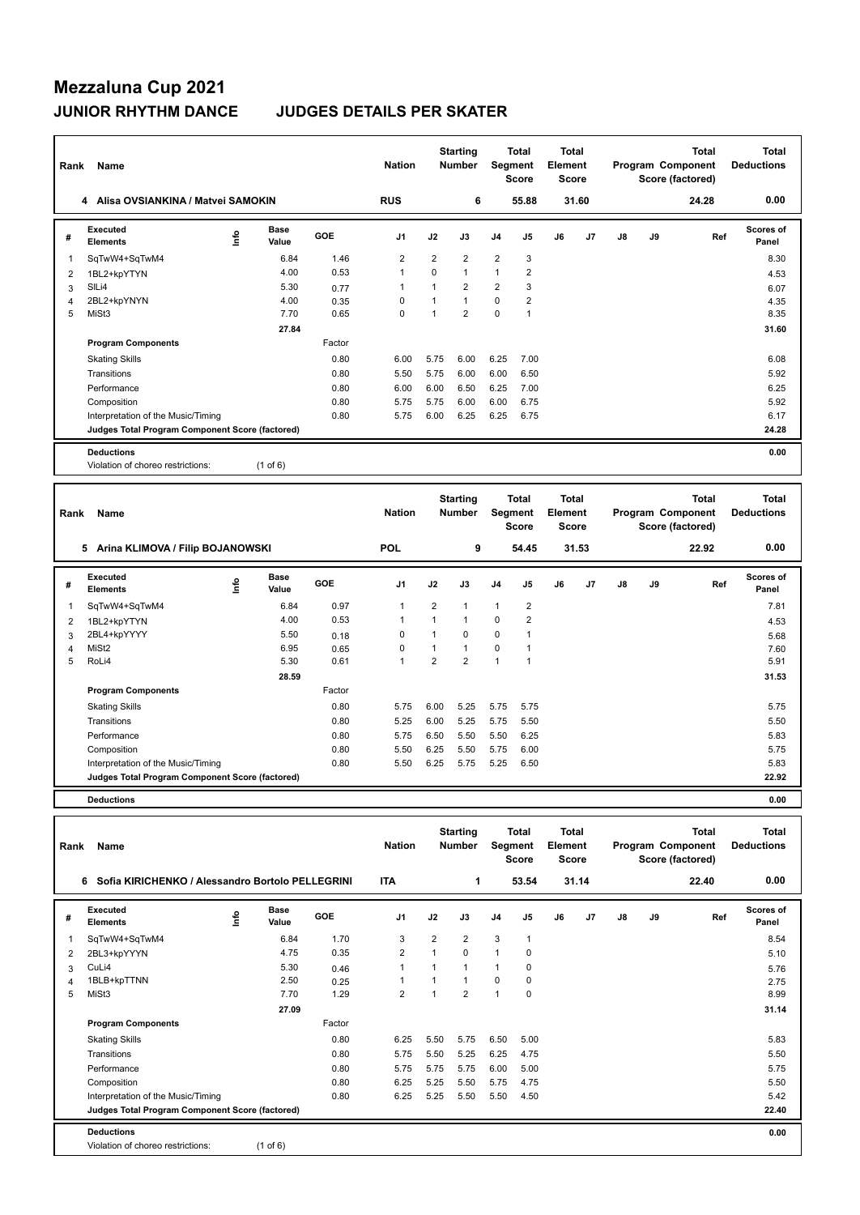# Mezzaluna Cup 2021

## JUNIOR RHYTHM DANCE JUDGES DETAILS PER SKATER

| Rank | Name | Nation | Starting Number | Total Segment Score | Total Element Score | Total Program Component Score (factored) | Total Deductions |
|---|---|---|---|---|---|---|---|
| 4 | Alisa OVSIANKINA / Matvei SAMOKIN | RUS | 6 | 55.88 | 31.60 | 24.28 | 0.00 |

| # | Executed Elements | Info | Base Value | GOE | J1 | J2 | J3 | J4 | J5 | J6 | J7 | J8 | J9 | Ref | Scores of Panel |
|---|---|---|---|---|---|---|---|---|---|---|---|---|---|---|---|
| 1 | SqTwW4+SqTwM4 | | 6.84 | 1.46 | 2 | 2 | 2 | 2 | 3 | | | | | | 8.30 |
| 2 | 1BL2+kpYTYN | | 4.00 | 0.53 | 1 | 0 | 1 | 1 | 2 | | | | | | 4.53 |
| 3 | SlLi4 | | 5.30 | 0.77 | 1 | 1 | 2 | 2 | 3 | | | | | | 6.07 |
| 4 | 2BL2+kpYNYN | | 4.00 | 0.35 | 0 | 1 | 1 | 0 | 2 | | | | | | 4.35 |
| 5 | MiSt3 | | 7.70 | 0.65 | 0 | 1 | 2 | 0 | 1 | | | | | | 8.35 |
| | | | 27.84 | | | | | | | | | | | | 31.60 |
| | **Program Components** | | | Factor | | | | | | | | | | | |
| | Skating Skills | | | 0.80 | 6.00 | 5.75 | 6.00 | 6.25 | 7.00 | | | | | | 6.08 |
| | Transitions | | | 0.80 | 5.50 | 5.75 | 6.00 | 6.00 | 6.50 | | | | | | 5.92 |
| | Performance | | | 0.80 | 6.00 | 6.00 | 6.50 | 6.25 | 7.00 | | | | | | 6.25 |
| | Composition | | | 0.80 | 5.75 | 5.75 | 6.00 | 6.00 | 6.75 | | | | | | 5.92 |
| | Interpretation of the Music/Timing | | | 0.80 | 5.75 | 6.00 | 6.25 | 6.25 | 6.75 | | | | | | 6.17 |
| | **Judges Total Program Component Score (factored)** | | | | | | | | | | | | | | 24.28 |

**Deductions** 0.00

Violation of choreo restrictions: (1 of 6)

| Rank | Name | Nation | Starting Number | Total Segment Score | Total Element Score | Total Program Component Score (factored) | Total Deductions |
|---|---|---|---|---|---|---|---|
| 5 | Arina KLIMOVA / Filip BOJANOWSKI | POL | 9 | 54.45 | 31.53 | 22.92 | 0.00 |

| # | Executed Elements | Info | Base Value | GOE | J1 | J2 | J3 | J4 | J5 | J6 | J7 | J8 | J9 | Ref | Scores of Panel |
|---|---|---|---|---|---|---|---|---|---|---|---|---|---|---|---|
| 1 | SqTwW4+SqTwM4 | | 6.84 | 0.97 | 1 | 2 | 1 | 1 | 2 | | | | | | 7.81 |
| 2 | 1BL2+kpYTYN | | 4.00 | 0.53 | 1 | 1 | 1 | 0 | 2 | | | | | | 4.53 |
| 3 | 2BL4+kpYYYY | | 5.50 | 0.18 | 0 | 1 | 0 | 0 | 1 | | | | | | 5.68 |
| 4 | MiSt2 | | 6.95 | 0.65 | 0 | 1 | 1 | 0 | 1 | | | | | | 7.60 |
| 5 | RoLi4 | | 5.30 | 0.61 | 1 | 2 | 2 | 1 | 1 | | | | | | 5.91 |
| | | | 28.59 | | | | | | | | | | | | 31.53 |
| | **Program Components** | | | Factor | | | | | | | | | | | |
| | Skating Skills | | | 0.80 | 5.75 | 6.00 | 5.25 | 5.75 | 5.75 | | | | | | 5.75 |
| | Transitions | | | 0.80 | 5.25 | 6.00 | 5.25 | 5.75 | 5.50 | | | | | | 5.50 |
| | Performance | | | 0.80 | 5.75 | 6.50 | 5.50 | 5.50 | 6.25 | | | | | | 5.83 |
| | Composition | | | 0.80 | 5.50 | 6.25 | 5.50 | 5.75 | 6.00 | | | | | | 5.75 |
| | Interpretation of the Music/Timing | | | 0.80 | 5.50 | 6.25 | 5.75 | 5.25 | 6.50 | | | | | | 5.83 |
| | **Judges Total Program Component Score (factored)** | | | | | | | | | | | | | | 22.92 |

**Deductions** 0.00

| Rank | Name | Nation | Starting Number | Total Segment Score | Total Element Score | Total Program Component Score (factored) | Total Deductions |
|---|---|---|---|---|---|---|---|
| 6 | Sofia KIRICHENKO / Alessandro Bortolo PELLEGRINI | ITA | 1 | 53.54 | 31.14 | 22.40 | 0.00 |

| # | Executed Elements | Info | Base Value | GOE | J1 | J2 | J3 | J4 | J5 | J6 | J7 | J8 | J9 | Ref | Scores of Panel |
|---|---|---|---|---|---|---|---|---|---|---|---|---|---|---|---|
| 1 | SqTwW4+SqTwM4 | | 6.84 | 1.70 | 3 | 2 | 2 | 3 | 1 | | | | | | 8.54 |
| 2 | 2BL3+kpYYYN | | 4.75 | 0.35 | 2 | 1 | 0 | 1 | 0 | | | | | | 5.10 |
| 3 | CuLi4 | | 5.30 | 0.46 | 1 | 1 | 1 | 1 | 0 | | | | | | 5.76 |
| 4 | 1BLB+kpTTNN | | 2.50 | 0.25 | 1 | 1 | 1 | 0 | 0 | | | | | | 2.75 |
| 5 | MiSt3 | | 7.70 | 1.29 | 2 | 1 | 2 | 1 | 0 | | | | | | 8.99 |
| | | | 27.09 | | | | | | | | | | | | 31.14 |
| | **Program Components** | | | Factor | | | | | | | | | | | |
| | Skating Skills | | | 0.80 | 6.25 | 5.50 | 5.75 | 6.50 | 5.00 | | | | | | 5.83 |
| | Transitions | | | 0.80 | 5.75 | 5.50 | 5.25 | 6.25 | 4.75 | | | | | | 5.50 |
| | Performance | | | 0.80 | 5.75 | 5.75 | 5.75 | 6.00 | 5.00 | | | | | | 5.75 |
| | Composition | | | 0.80 | 6.25 | 5.25 | 5.50 | 5.75 | 4.75 | | | | | | 5.50 |
| | Interpretation of the Music/Timing | | | 0.80 | 6.25 | 5.25 | 5.50 | 5.50 | 4.50 | | | | | | 5.42 |
| | **Judges Total Program Component Score (factored)** | | | | | | | | | | | | | | 22.40 |

**Deductions** 0.00

Violation of choreo restrictions: (1 of 6)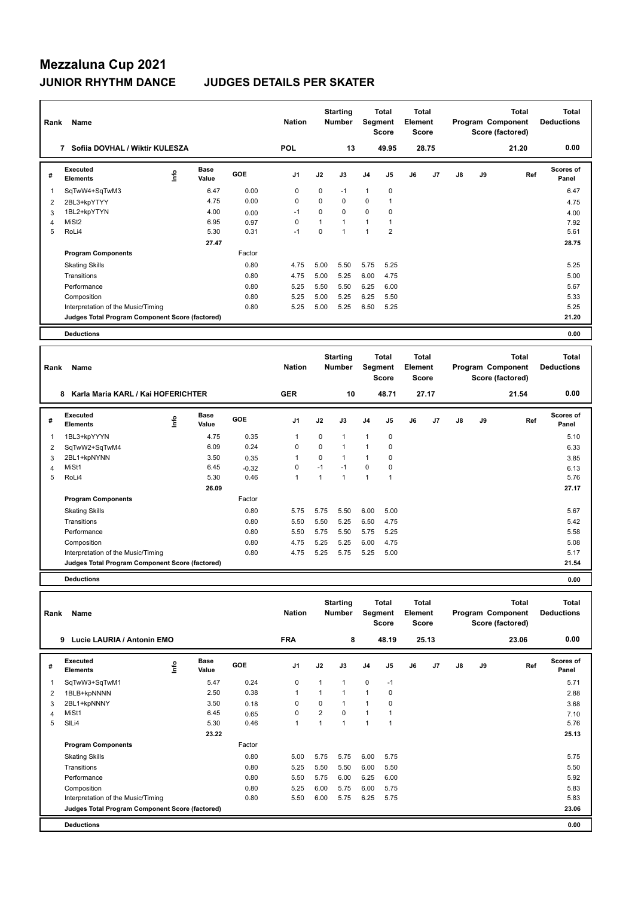# Mezzaluna Cup 2021

## JUNIOR RHYTHM DANCE — JUDGES DETAILS PER SKATER

| Rank | Name | Nation | Starting Number | Total Segment Score | Total Element Score | Total Program Component Score (factored) | Total Deductions |
|---|---|---|---|---|---|---|---|
| 7 | Sofiia DOVHAL / Wiktir KULESZA | POL | 13 | 49.95 | 28.75 | 21.20 | 0.00 |

| # | Executed Elements | Info | Base Value | GOE | J1 | J2 | J3 | J4 | J5 | J6 | J7 | J8 | J9 | Ref | Scores of Panel |
|---|---|---|---|---|---|---|---|---|---|---|---|---|---|---|---|
| 1 | SqTwW4+SqTwM3 | | 6.47 | 0.00 | 0 | 0 | -1 | 1 | 0 | | | | | | 6.47 |
| 2 | 2BL3+kpYTYY | | 4.75 | 0.00 | 0 | 0 | 0 | 0 | 1 | | | | | | 4.75 |
| 3 | 1BL2+kpYTYN | | 4.00 | 0.00 | -1 | 0 | 0 | 0 | 0 | | | | | | 4.00 |
| 4 | MiSt2 | | 6.95 | 0.97 | 0 | 1 | 1 | 1 | 1 | | | | | | 7.92 |
| 5 | RoLi4 | | 5.30 | 0.31 | -1 | 0 | 1 | 1 | 2 | | | | | | 5.61 |
| | | | 27.47 | | | | | | | | | | | | 28.75 |

| Program Components | Factor | J1 | J2 | J3 | J4 | J5 | J6 | J7 | J8 | J9 | Scores of Panel |
|---|---|---|---|---|---|---|---|---|---|---|---|
| Skating Skills | 0.80 | 4.75 | 5.00 | 5.50 | 5.75 | 5.25 | | | | | 5.25 |
| Transitions | 0.80 | 4.75 | 5.00 | 5.25 | 6.00 | 4.75 | | | | | 5.00 |
| Performance | 0.80 | 5.25 | 5.50 | 5.50 | 6.25 | 6.00 | | | | | 5.67 |
| Composition | 0.80 | 5.25 | 5.00 | 5.25 | 6.25 | 5.50 | | | | | 5.33 |
| Interpretation of the Music/Timing | 0.80 | 5.25 | 5.00 | 5.25 | 6.50 | 5.25 | | | | | 5.25 |
| Judges Total Program Component Score (factored) | | | | | | | | | | | 21.20 |

**Deductions** 0.00

| Rank | Name | Nation | Starting Number | Total Segment Score | Total Element Score | Total Program Component Score (factored) | Total Deductions |
|---|---|---|---|---|---|---|---|
| 8 | Karla Maria KARL / Kai HOFERICHTER | GER | 10 | 48.71 | 27.17 | 21.54 | 0.00 |

| # | Executed Elements | Info | Base Value | GOE | J1 | J2 | J3 | J4 | J5 | J6 | J7 | J8 | J9 | Ref | Scores of Panel |
|---|---|---|---|---|---|---|---|---|---|---|---|---|---|---|---|
| 1 | 1BL3+kpYYYN | | 4.75 | 0.35 | 1 | 0 | 1 | 1 | 0 | | | | | | 5.10 |
| 2 | SqTwW2+SqTwM4 | | 6.09 | 0.24 | 0 | 0 | 1 | 1 | 0 | | | | | | 6.33 |
| 3 | 2BL1+kpNYNN | | 3.50 | 0.35 | 1 | 0 | 1 | 1 | 0 | | | | | | 3.85 |
| 4 | MiSt1 | | 6.45 | -0.32 | 0 | -1 | -1 | 0 | 0 | | | | | | 6.13 |
| 5 | RoLi4 | | 5.30 | 0.46 | 1 | 1 | 1 | 1 | 1 | | | | | | 5.76 |
| | | | 26.09 | | | | | | | | | | | | 27.17 |

| Program Components | Factor | J1 | J2 | J3 | J4 | J5 | J6 | J7 | J8 | J9 | Scores of Panel |
|---|---|---|---|---|---|---|---|---|---|---|---|
| Skating Skills | 0.80 | 5.75 | 5.75 | 5.50 | 6.00 | 5.00 | | | | | 5.67 |
| Transitions | 0.80 | 5.50 | 5.50 | 5.25 | 6.50 | 4.75 | | | | | 5.42 |
| Performance | 0.80 | 5.50 | 5.75 | 5.50 | 5.75 | 5.25 | | | | | 5.58 |
| Composition | 0.80 | 4.75 | 5.25 | 5.25 | 6.00 | 4.75 | | | | | 5.08 |
| Interpretation of the Music/Timing | 0.80 | 4.75 | 5.25 | 5.75 | 5.25 | 5.00 | | | | | 5.17 |
| Judges Total Program Component Score (factored) | | | | | | | | | | | 21.54 |

**Deductions** 0.00

| Rank | Name | Nation | Starting Number | Total Segment Score | Total Element Score | Total Program Component Score (factored) | Total Deductions |
|---|---|---|---|---|---|---|---|
| 9 | Lucie LAURIA / Antonin EMO | FRA | 8 | 48.19 | 25.13 | 23.06 | 0.00 |

| # | Executed Elements | Info | Base Value | GOE | J1 | J2 | J3 | J4 | J5 | J6 | J7 | J8 | J9 | Ref | Scores of Panel |
|---|---|---|---|---|---|---|---|---|---|---|---|---|---|---|---|
| 1 | SqTwW3+SqTwM1 | | 5.47 | 0.24 | 0 | 1 | 1 | 0 | -1 | | | | | | 5.71 |
| 2 | 1BLB+kpNNNN | | 2.50 | 0.38 | 1 | 1 | 1 | 1 | 0 | | | | | | 2.88 |
| 3 | 2BL1+kpNNNY | | 3.50 | 0.18 | 0 | 0 | 1 | 1 | 0 | | | | | | 3.68 |
| 4 | MiSt1 | | 6.45 | 0.65 | 0 | 2 | 0 | 1 | 1 | | | | | | 7.10 |
| 5 | SlLi4 | | 5.30 | 0.46 | 1 | 1 | 1 | 1 | 1 | | | | | | 5.76 |
| | | | 23.22 | | | | | | | | | | | | 25.13 |

| Program Components | Factor | J1 | J2 | J3 | J4 | J5 | J6 | J7 | J8 | J9 | Scores of Panel |
|---|---|---|---|---|---|---|---|---|---|---|---|
| Skating Skills | 0.80 | 5.00 | 5.75 | 5.75 | 6.00 | 5.75 | | | | | 5.75 |
| Transitions | 0.80 | 5.25 | 5.50 | 5.50 | 6.00 | 5.50 | | | | | 5.50 |
| Performance | 0.80 | 5.50 | 5.75 | 6.00 | 6.25 | 6.00 | | | | | 5.92 |
| Composition | 0.80 | 5.25 | 6.00 | 5.75 | 6.00 | 5.75 | | | | | 5.83 |
| Interpretation of the Music/Timing | 0.80 | 5.50 | 6.00 | 5.75 | 6.25 | 5.75 | | | | | 5.83 |
| Judges Total Program Component Score (factored) | | | | | | | | | | | 23.06 |

**Deductions** 0.00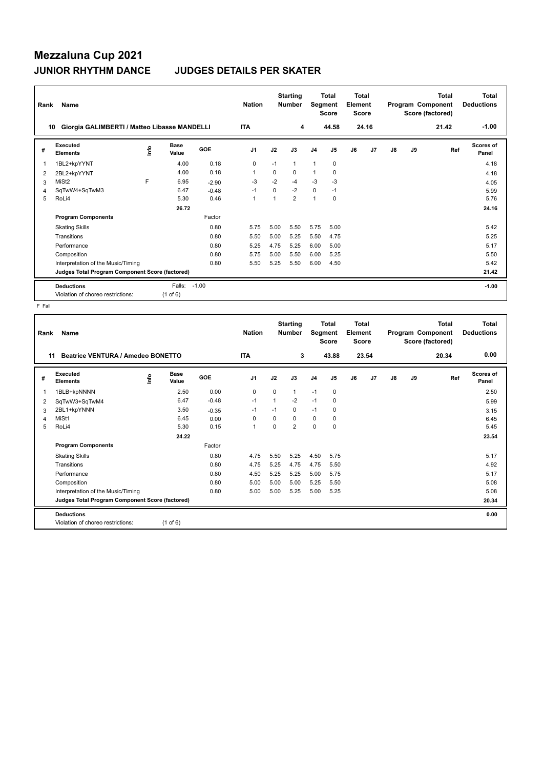# Mezzaluna Cup 2021

## JUNIOR RHYTHM DANCE JUDGES DETAILS PER SKATER

| Rank | Name | Nation | Starting Number | Total Segment Score | Total Element Score | Total Program Component Score (factored) | Total Deductions |
|---|---|---|---|---|---|---|---|
| 10 | Giorgia GALIMBERTI / Matteo Libasse MANDELLI | ITA | 4 | 44.58 | 24.16 | 21.42 | -1.00 |

| # | Executed Elements | Info | Base Value | GOE | J1 | J2 | J3 | J4 | J5 | J6 | J7 | J8 | J9 | Ref | Scores of Panel |
|---|---|---|---|---|---|---|---|---|---|---|---|---|---|---|---|
| 1 | 1BL2+kpYYNT | | 4.00 | 0.18 | 0 | -1 | 1 | 1 | 0 | | | | | | 4.18 |
| 2 | 2BL2+kpYYNT | | 4.00 | 0.18 | 1 | 0 | 0 | 1 | 0 | | | | | | 4.18 |
| 3 | MiSt2 | F | 6.95 | -2.90 | -3 | -2 | -4 | -3 | -3 | | | | | | 4.05 |
| 4 | SqTwW4+SqTwM3 | | 6.47 | -0.48 | -1 | 0 | -2 | 0 | -1 | | | | | | 5.99 |
| 5 | RoLi4 | | 5.30 | 0.46 | 1 | 1 | 2 | 1 | 0 | | | | | | 5.76 |
| | | | 26.72 | | | | | | | | | | | | 24.16 |
| | **Program Components** | | | Factor | | | | | | | | | | | |
| | Skating Skills | | | 0.80 | 5.75 | 5.00 | 5.50 | 5.75 | 5.00 | | | | | | 5.42 |
| | Transitions | | | 0.80 | 5.50 | 5.00 | 5.25 | 5.50 | 4.75 | | | | | | 5.25 |
| | Performance | | | 0.80 | 5.25 | 4.75 | 5.25 | 6.00 | 5.00 | | | | | | 5.17 |
| | Composition | | | 0.80 | 5.75 | 5.00 | 5.50 | 6.00 | 5.25 | | | | | | 5.50 |
| | Interpretation of the Music/Timing | | | 0.80 | 5.50 | 5.25 | 5.50 | 6.00 | 4.50 | | | | | | 5.42 |
| | **Judges Total Program Component Score (factored)** | | | | | | | | | | | | | | 21.42 |
| | **Deductions** | | Falls: | -1.00 | | | | | | | | | | | -1.00 |
| | Violation of choreo restrictions: | | (1 of 6) | | | | | | | | | | | | |

F Fall

| Rank | Name | Nation | Starting Number | Total Segment Score | Total Element Score | Total Program Component Score (factored) | Total Deductions |
|---|---|---|---|---|---|---|---|
| 11 | Beatrice VENTURA / Amedeo BONETTO | ITA | 3 | 43.88 | 23.54 | 20.34 | 0.00 |

| # | Executed Elements | Info | Base Value | GOE | J1 | J2 | J3 | J4 | J5 | J6 | J7 | J8 | J9 | Ref | Scores of Panel |
|---|---|---|---|---|---|---|---|---|---|---|---|---|---|---|---|
| 1 | 1BLB+kpNNNN | | 2.50 | 0.00 | 0 | 0 | 1 | -1 | 0 | | | | | | 2.50 |
| 2 | SqTwW3+SqTwM4 | | 6.47 | -0.48 | -1 | 1 | -2 | -1 | 0 | | | | | | 5.99 |
| 3 | 2BL1+kpYNNN | | 3.50 | -0.35 | -1 | -1 | 0 | -1 | 0 | | | | | | 3.15 |
| 4 | MiSt1 | | 6.45 | 0.00 | 0 | 0 | 0 | 0 | 0 | | | | | | 6.45 |
| 5 | RoLi4 | | 5.30 | 0.15 | 1 | 0 | 2 | 0 | 0 | | | | | | 5.45 |
| | | | 24.22 | | | | | | | | | | | | 23.54 |
| | **Program Components** | | | Factor | | | | | | | | | | | |
| | Skating Skills | | | 0.80 | 4.75 | 5.50 | 5.25 | 4.50 | 5.75 | | | | | | 5.17 |
| | Transitions | | | 0.80 | 4.75 | 5.25 | 4.75 | 4.75 | 5.50 | | | | | | 4.92 |
| | Performance | | | 0.80 | 4.50 | 5.25 | 5.25 | 5.00 | 5.75 | | | | | | 5.17 |
| | Composition | | | 0.80 | 5.00 | 5.00 | 5.00 | 5.25 | 5.50 | | | | | | 5.08 |
| | Interpretation of the Music/Timing | | | 0.80 | 5.00 | 5.00 | 5.25 | 5.00 | 5.25 | | | | | | 5.08 |
| | **Judges Total Program Component Score (factored)** | | | | | | | | | | | | | | 20.34 |
| | **Deductions** | | | | | | | | | | | | | | 0.00 |
| | Violation of choreo restrictions: | | (1 of 6) | | | | | | | | | | | | |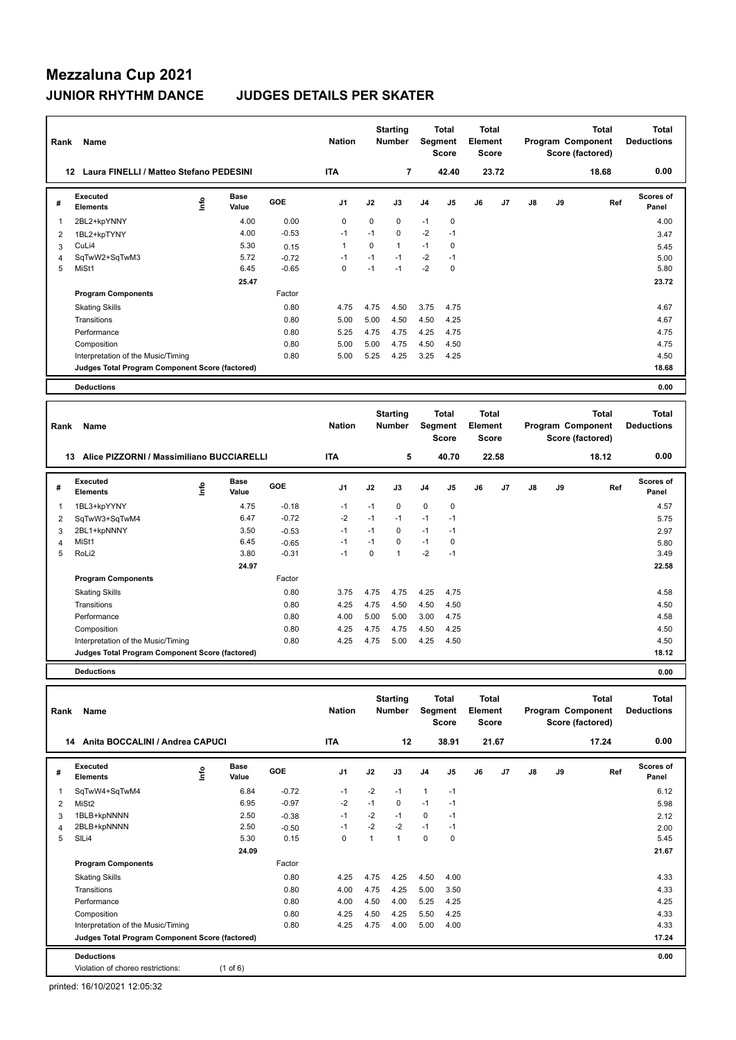# Mezzaluna Cup 2021

## JUNIOR RHYTHM DANCE JUDGES DETAILS PER SKATER

| Rank | Name | Nation | Starting Number | Total Segment Score | Total Element Score | Total Program Component Score (factored) | Total Deductions |
|---|---|---|---|---|---|---|---|
| 12 | Laura FINELLI / Matteo Stefano PEDESINI | ITA | 7 | 42.40 | 23.72 | 18.68 | 0.00 |

| # | Executed Elements | Info | Base Value | GOE | J1 | J2 | J3 | J4 | J5 | J6 | J7 | J8 | J9 | Ref | Scores of Panel |
|---|---|---|---|---|---|---|---|---|---|---|---|---|---|---|---|
| 1 | 2BL2+kpYNNY | | 4.00 | 0.00 | 0 | 0 | 0 | -1 | 0 | | | | | | 4.00 |
| 2 | 1BL2+kpTYNY | | 4.00 | -0.53 | -1 | -1 | 0 | -2 | -1 | | | | | | 3.47 |
| 3 | CuLi4 | | 5.30 | 0.15 | 1 | 0 | 1 | -1 | 0 | | | | | | 5.45 |
| 4 | SqTwW2+SqTwM3 | | 5.72 | -0.72 | -1 | -1 | -1 | -2 | -1 | | | | | | 5.00 |
| 5 | MiSt1 | | 6.45 | -0.65 | 0 | -1 | -1 | -2 | 0 | | | | | | 5.80 |
| | | | 25.47 | | | | | | | | | | | | 23.72 |
| | **Program Components** | | | Factor | | | | | | | | | | | |
| | Skating Skills | | | 0.80 | 4.75 | 4.75 | 4.50 | 3.75 | 4.75 | | | | | | 4.67 |
| | Transitions | | | 0.80 | 5.00 | 5.00 | 4.50 | 4.50 | 4.25 | | | | | | 4.67 |
| | Performance | | | 0.80 | 5.25 | 4.75 | 4.75 | 4.25 | 4.75 | | | | | | 4.75 |
| | Composition | | | 0.80 | 5.00 | 5.00 | 4.75 | 4.50 | 4.50 | | | | | | 4.75 |
| | Interpretation of the Music/Timing | | | 0.80 | 5.00 | 5.25 | 4.25 | 3.25 | 4.25 | | | | | | 4.50 |
| | **Judges Total Program Component Score (factored)** | | | | | | | | | | | | | | 18.68 |
| | **Deductions** | | | | | | | | | | | | | | 0.00 |

| Rank | Name | Nation | Starting Number | Total Segment Score | Total Element Score | Total Program Component Score (factored) | Total Deductions |
|---|---|---|---|---|---|---|---|
| 13 | Alice PIZZORNI / Massimiliano BUCCIARELLI | ITA | 5 | 40.70 | 22.58 | 18.12 | 0.00 |

| # | Executed Elements | Info | Base Value | GOE | J1 | J2 | J3 | J4 | J5 | J6 | J7 | J8 | J9 | Ref | Scores of Panel |
|---|---|---|---|---|---|---|---|---|---|---|---|---|---|---|---|
| 1 | 1BL3+kpYYNY | | 4.75 | -0.18 | -1 | -1 | 0 | 0 | 0 | | | | | | 4.57 |
| 2 | SqTwW3+SqTwM4 | | 6.47 | -0.72 | -2 | -1 | -1 | -1 | -1 | | | | | | 5.75 |
| 3 | 2BL1+kpNNNY | | 3.50 | -0.53 | -1 | -1 | 0 | -1 | -1 | | | | | | 2.97 |
| 4 | MiSt1 | | 6.45 | -0.65 | -1 | -1 | 0 | -1 | 0 | | | | | | 5.80 |
| 5 | RoLi2 | | 3.80 | -0.31 | -1 | 0 | 1 | -2 | -1 | | | | | | 3.49 |
| | | | 24.97 | | | | | | | | | | | | 22.58 |
| | **Program Components** | | | Factor | | | | | | | | | | | |
| | Skating Skills | | | 0.80 | 3.75 | 4.75 | 4.75 | 4.25 | 4.75 | | | | | | 4.58 |
| | Transitions | | | 0.80 | 4.25 | 4.75 | 4.50 | 4.50 | 4.50 | | | | | | 4.50 |
| | Performance | | | 0.80 | 4.00 | 5.00 | 5.00 | 3.00 | 4.75 | | | | | | 4.58 |
| | Composition | | | 0.80 | 4.25 | 4.75 | 4.75 | 4.50 | 4.25 | | | | | | 4.50 |
| | Interpretation of the Music/Timing | | | 0.80 | 4.25 | 4.75 | 5.00 | 4.25 | 4.50 | | | | | | 4.50 |
| | **Judges Total Program Component Score (factored)** | | | | | | | | | | | | | | 18.12 |
| | **Deductions** | | | | | | | | | | | | | | 0.00 |

| Rank | Name | Nation | Starting Number | Total Segment Score | Total Element Score | Total Program Component Score (factored) | Total Deductions |
|---|---|---|---|---|---|---|---|
| 14 | Anita BOCCALINI / Andrea CAPUCI | ITA | 12 | 38.91 | 21.67 | 17.24 | 0.00 |

| # | Executed Elements | Info | Base Value | GOE | J1 | J2 | J3 | J4 | J5 | J6 | J7 | J8 | J9 | Ref | Scores of Panel |
|---|---|---|---|---|---|---|---|---|---|---|---|---|---|---|---|
| 1 | SqTwW4+SqTwM4 | | 6.84 | -0.72 | -1 | -2 | -1 | 1 | -1 | | | | | | 6.12 |
| 2 | MiSt2 | | 6.95 | -0.97 | -2 | -1 | 0 | -1 | -1 | | | | | | 5.98 |
| 3 | 1BLB+kpNNNN | | 2.50 | -0.38 | -1 | -2 | -1 | 0 | -1 | | | | | | 2.12 |
| 4 | 2BLB+kpNNNN | | 2.50 | -0.50 | -1 | -2 | -2 | -1 | -1 | | | | | | 2.00 |
| 5 | SlLi4 | | 5.30 | 0.15 | 0 | 1 | 1 | 0 | 0 | | | | | | 5.45 |
| | | | 24.09 | | | | | | | | | | | | 21.67 |
| | **Program Components** | | | Factor | | | | | | | | | | | |
| | Skating Skills | | | 0.80 | 4.25 | 4.75 | 4.25 | 4.50 | 4.00 | | | | | | 4.33 |
| | Transitions | | | 0.80 | 4.00 | 4.75 | 4.25 | 5.00 | 3.50 | | | | | | 4.33 |
| | Performance | | | 0.80 | 4.00 | 4.50 | 4.00 | 5.25 | 4.25 | | | | | | 4.25 |
| | Composition | | | 0.80 | 4.25 | 4.50 | 4.25 | 5.50 | 4.25 | | | | | | 4.33 |
| | Interpretation of the Music/Timing | | | 0.80 | 4.25 | 4.75 | 4.00 | 5.00 | 4.00 | | | | | | 4.33 |
| | **Judges Total Program Component Score (factored)** | | | | | | | | | | | | | | 17.24 |
| | **Deductions** | | | | | | | | | | | | | | 0.00 |
| | Violation of choreo restrictions: | | (1 of 6) | | | | | | | | | | | | |

printed: 16/10/2021 12:05:32